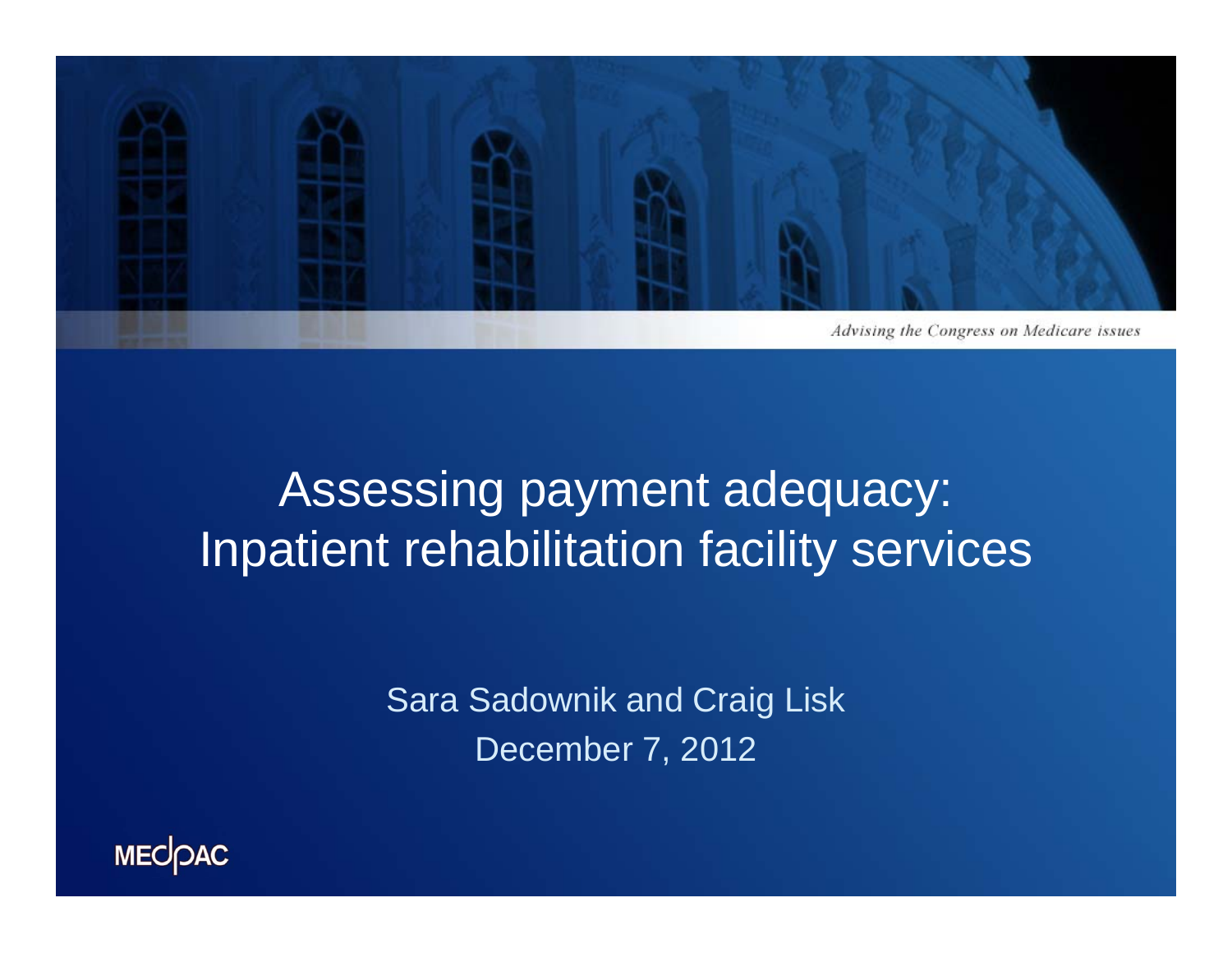*Advising the Congress on Medicare issues*

# Assessing payment adequacy: Inpatient rehabilitation facility services

Sara Sadownik and Craig Lisk

December 7, 2012

MEDPAC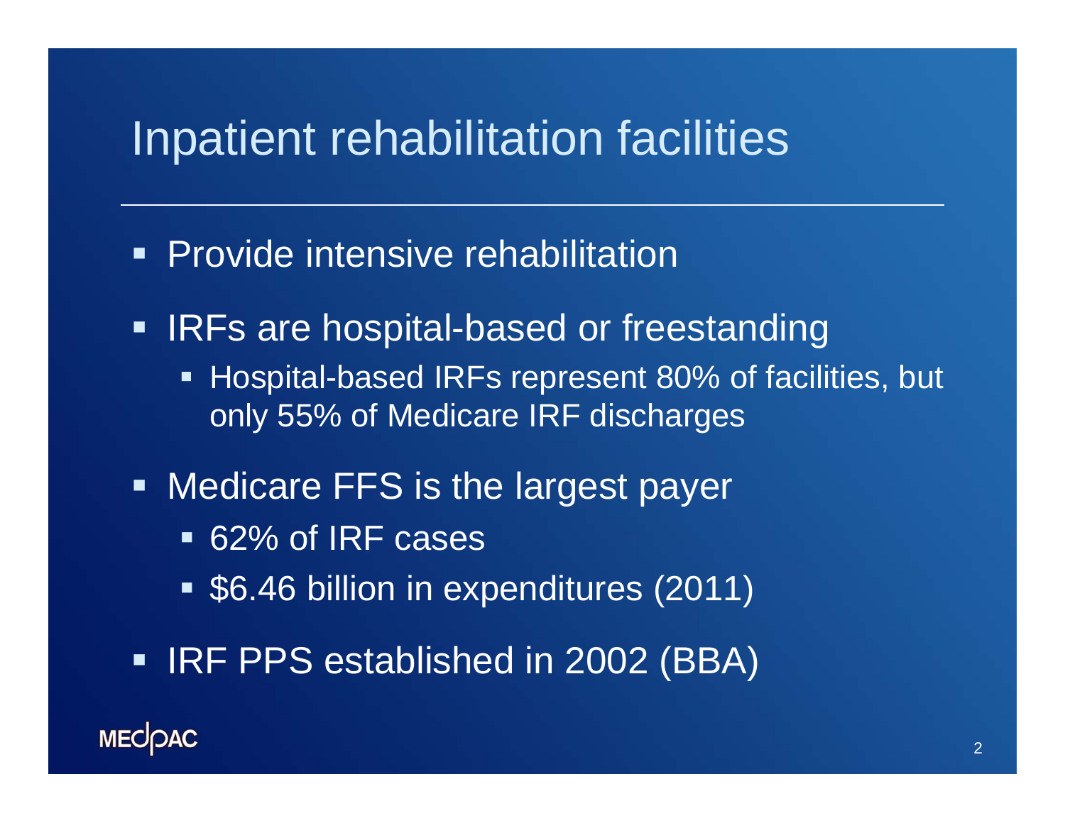# Inpatient rehabilitation facilities

- Provide intensive rehabilitation
- IRFs are hospital-based or freestanding
  - Hospital-based IRFs represent 80% of facilities, but only 55% of Medicare IRF discharges
- Medicare FFS is the largest payer
  - 62% of IRF cases
  - $6.46 billion in expenditures (2011)
- IRF PPS established in 2002 (BBA)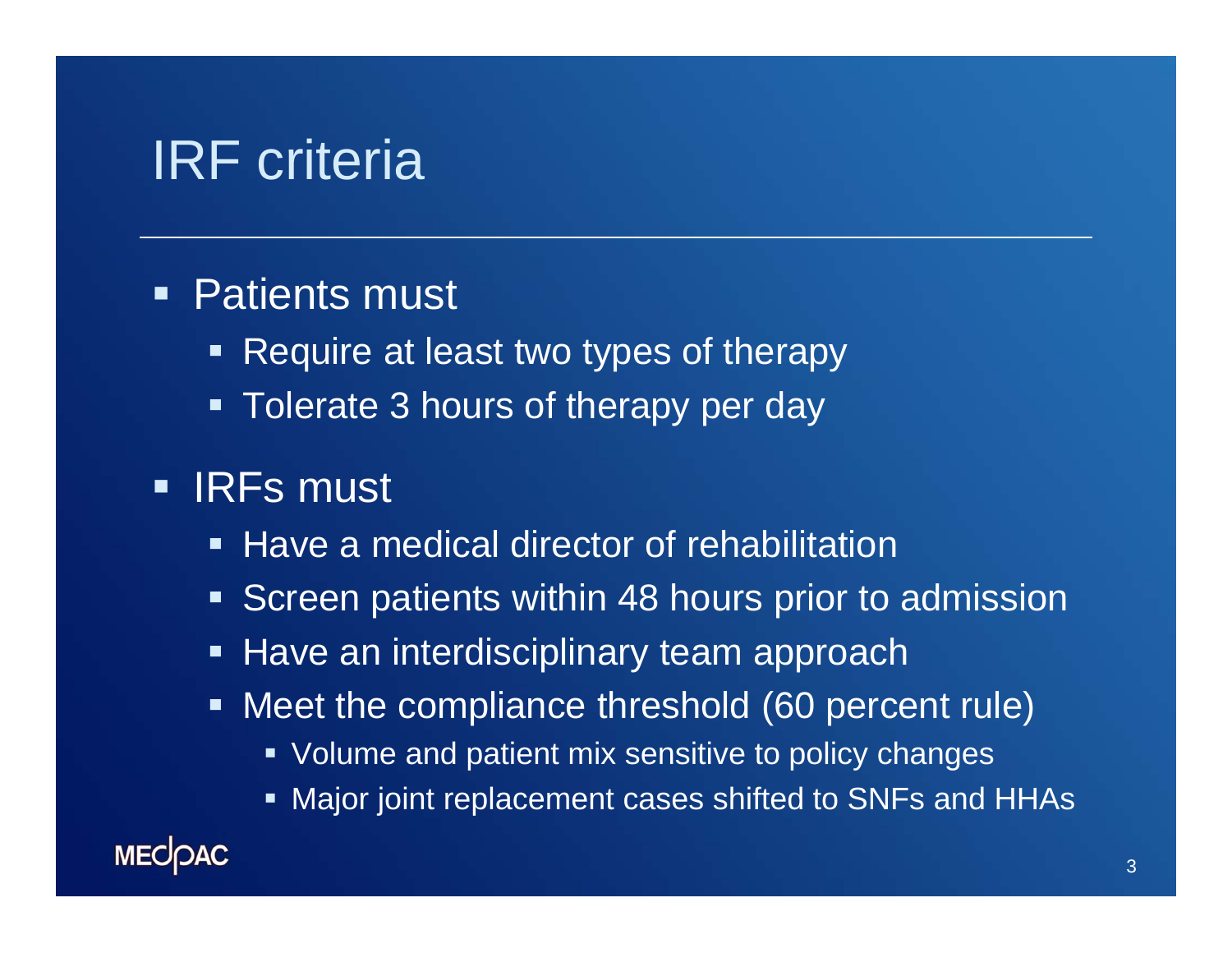# IRF criteria

- Patients must
  - Require at least two types of therapy
  - Tolerate 3 hours of therapy per day
- IRFs must
  - Have a medical director of rehabilitation
  - Screen patients within 48 hours prior to admission
  - Have an interdisciplinary team approach
  - Meet the compliance threshold (60 percent rule)
    - Volume and patient mix sensitive to policy changes
    - Major joint replacement cases shifted to SNFs and HHAs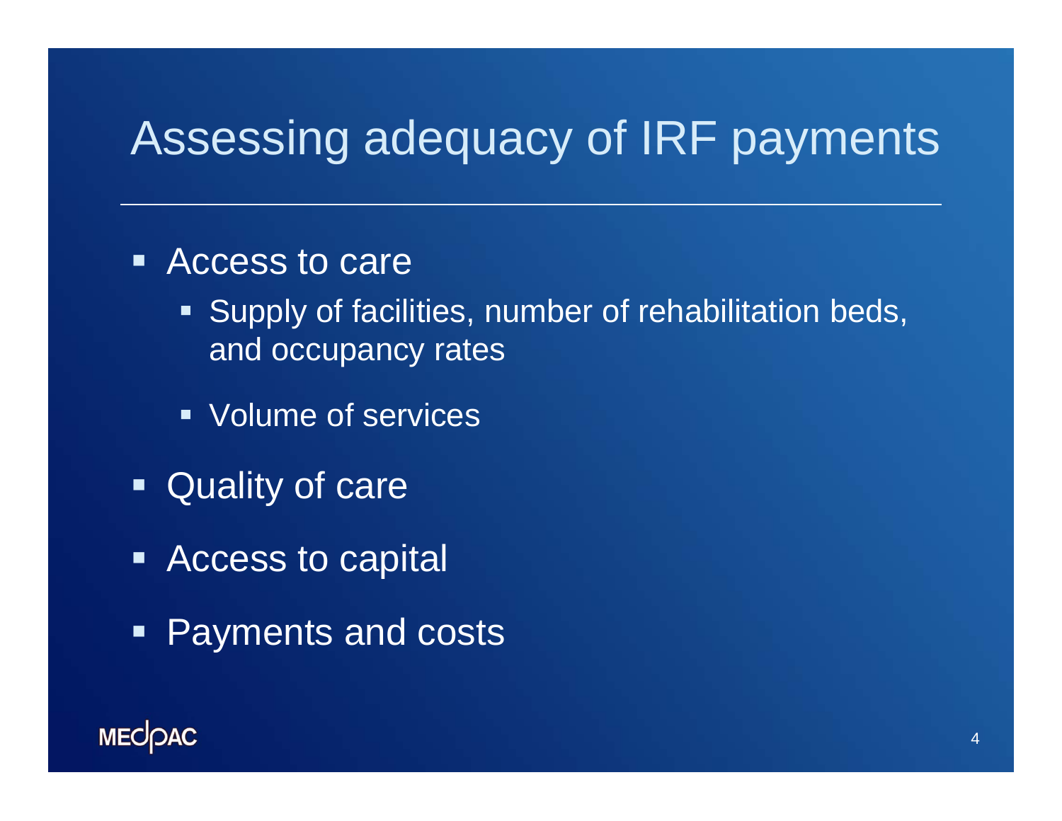# Assessing adequacy of IRF payments

- Access to care
  - Supply of facilities, number of rehabilitation beds, and occupancy rates
  - Volume of services
- Quality of care
- Access to capital
- Payments and costs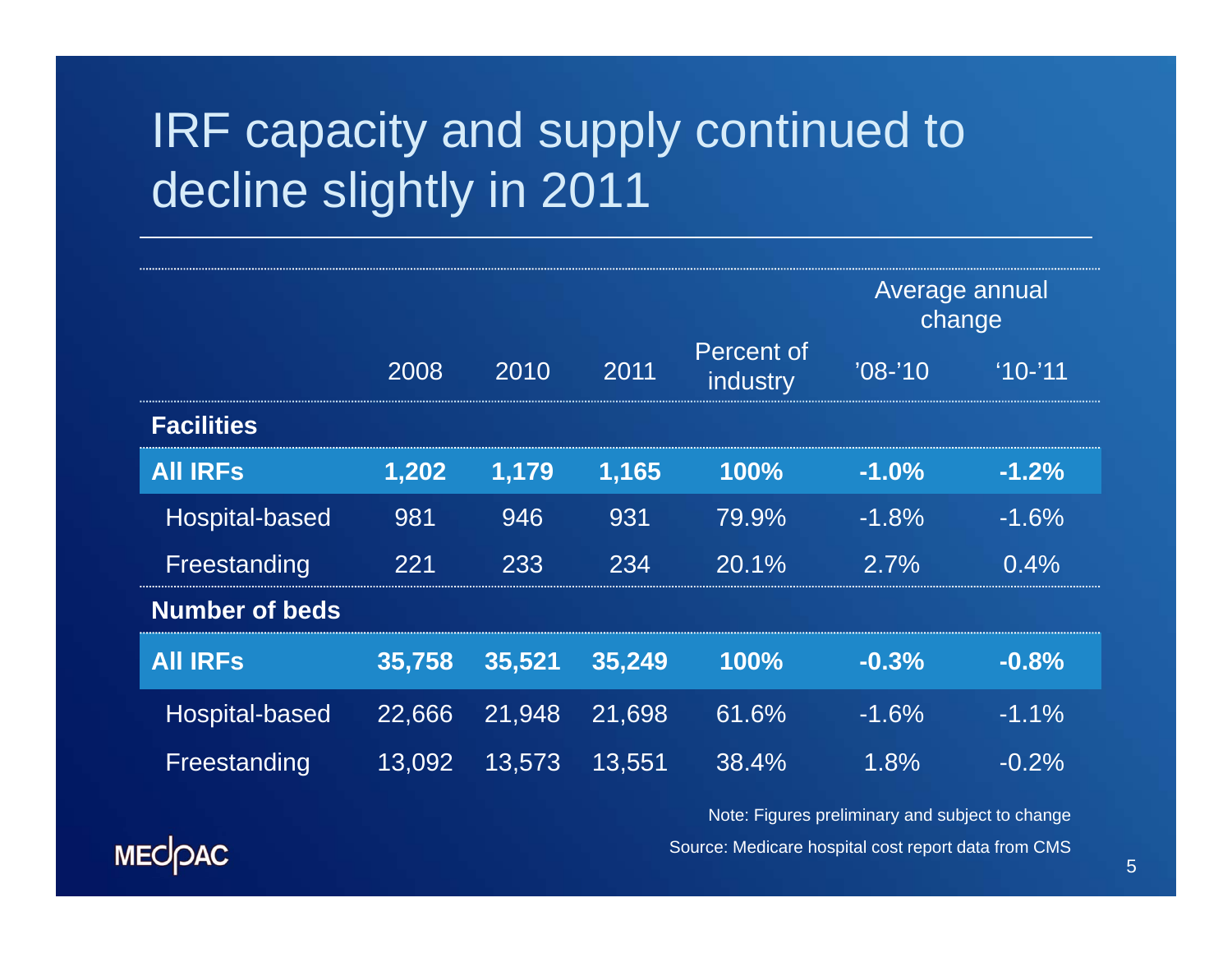# IRF capacity and supply continued to decline slightly in 2011

| | 2008 | 2010 | 2011 | Percent of industry | Average annual change '08-'10 | Average annual change '10-'11 |
|---|---|---|---|---|---|---|
| **Facilities** | | | | | | |
| **All IRFs** | **1,202** | **1,179** | **1,165** | **100%** | **-1.0%** | **-1.2%** |
| Hospital-based | 981 | 946 | 931 | 79.9% | -1.8% | -1.6% |
| Freestanding | 221 | 233 | 234 | 20.1% | 2.7% | 0.4% |
| **Number of beds** | | | | | | |
| **All IRFs** | **35,758** | **35,521** | **35,249** | **100%** | **-0.3%** | **-0.8%** |
| Hospital-based | 22,666 | 21,948 | 21,698 | 61.6% | -1.6% | -1.1% |
| Freestanding | 13,092 | 13,573 | 13,551 | 38.4% | 1.8% | -0.2% |

Note: Figures preliminary and subject to change

Source: Medicare hospital cost report data from CMS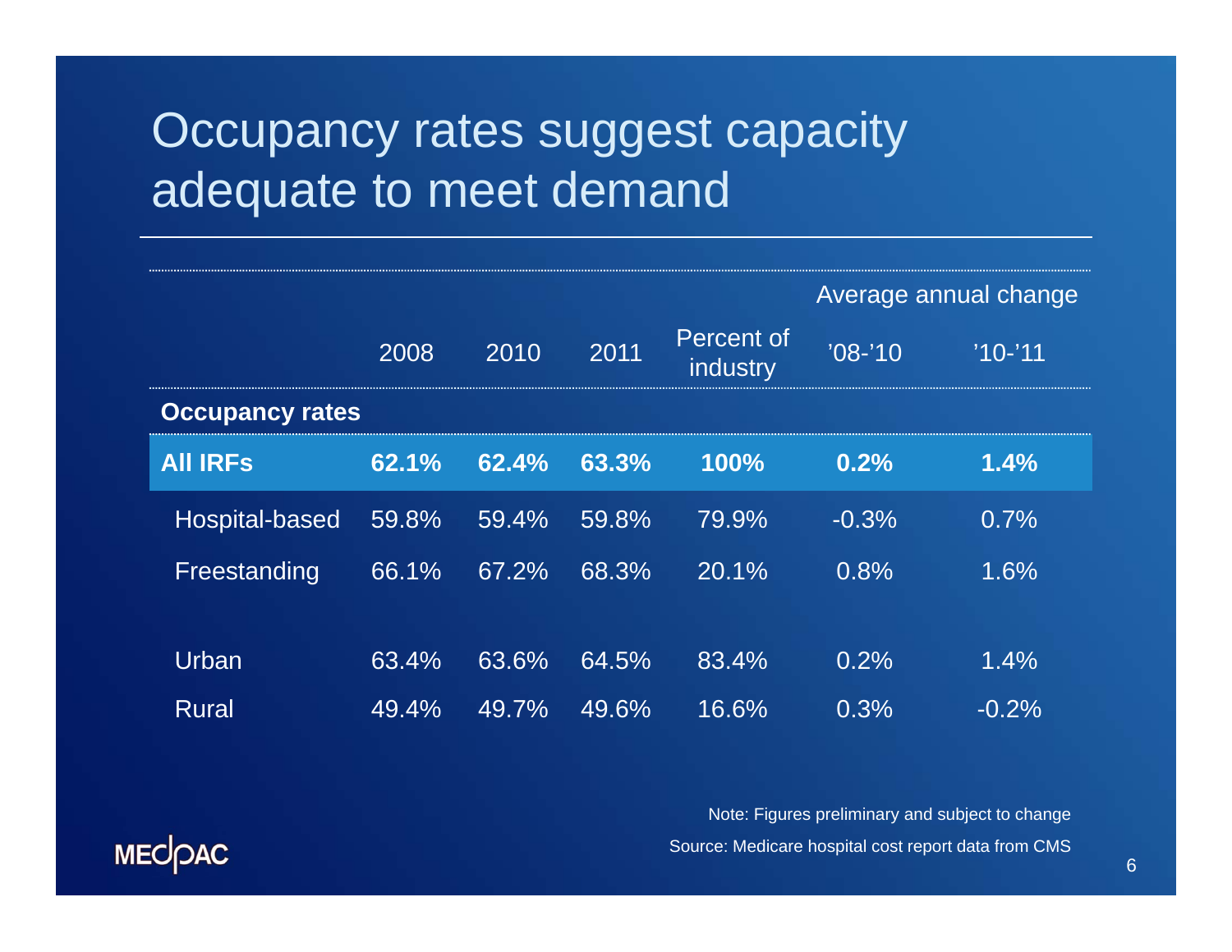# Occupancy rates suggest capacity adequate to meet demand

| | 2008 | 2010 | 2011 | Percent of industry | Average annual change '08-'10 | '10-'11 |
|---|---|---|---|---|---|---|
| **Occupancy rates** | | | | | | |
| **All IRFs** | **62.1%** | **62.4%** | **63.3%** | **100%** | **0.2%** | **1.4%** |
| Hospital-based | 59.8% | 59.4% | 59.8% | 79.9% | -0.3% | 0.7% |
| Freestanding | 66.1% | 67.2% | 68.3% | 20.1% | 0.8% | 1.6% |
| Urban | 63.4% | 63.6% | 64.5% | 83.4% | 0.2% | 1.4% |
| Rural | 49.4% | 49.7% | 49.6% | 16.6% | 0.3% | -0.2% |

Note: Figures preliminary and subject to change

Source: Medicare hospital cost report data from CMS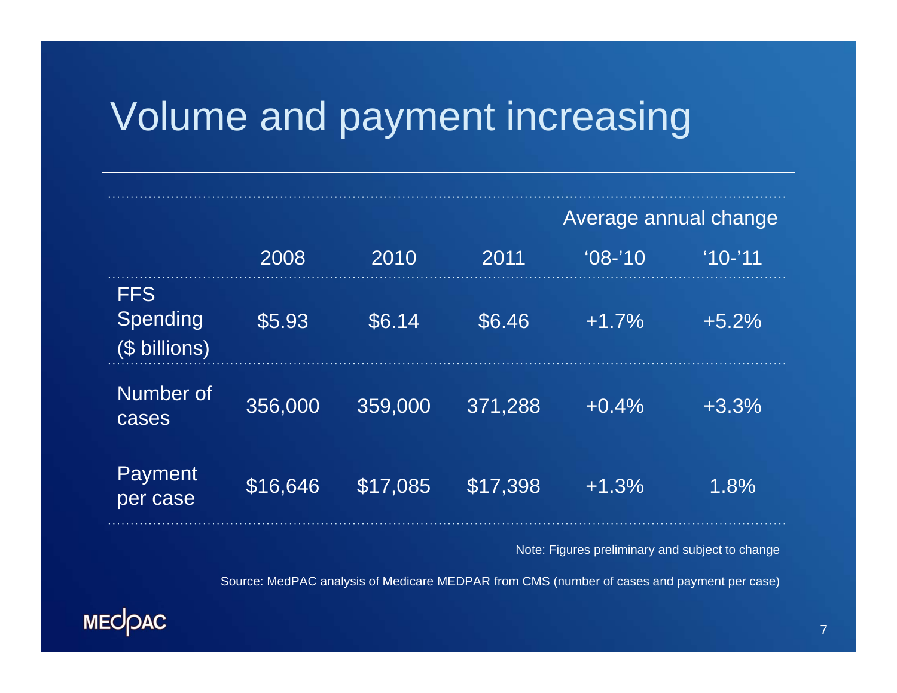# Volume and payment increasing

| | 2008 | 2010 | 2011 | Average annual change '08-'10 | '10-'11 |
|---|---|---|---|---|---|
| FFS Spending ($ billions) | $5.93 | $6.14 | $6.46 | +1.7% | +5.2% |
| Number of cases | 356,000 | 359,000 | 371,288 | +0.4% | +3.3% |
| Payment per case | $16,646 | $17,085 | $17,398 | +1.3% | 1.8% |

Note: Figures preliminary and subject to change

Source: MedPAC analysis of Medicare MEDPAR from CMS (number of cases and payment per case)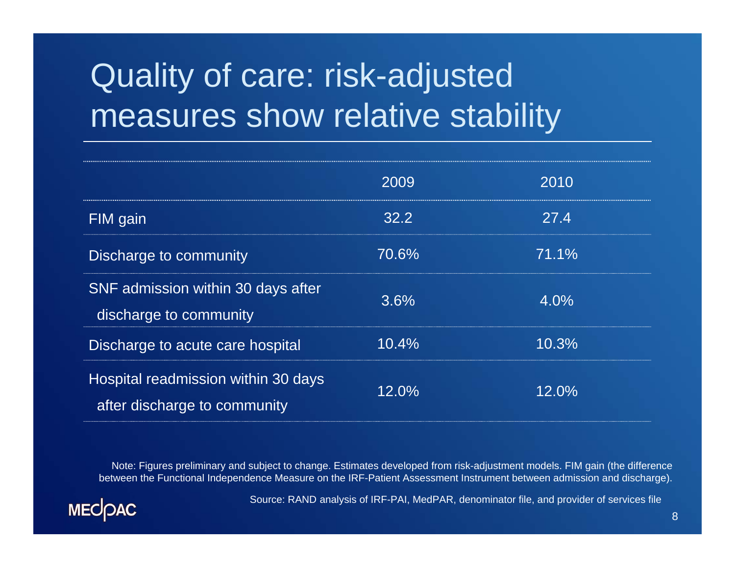# Quality of care: risk-adjusted measures show relative stability

| | 2009 | 2010 |
|---|---|---|
| FIM gain | 32.2 | 27.4 |
| Discharge to community | 70.6% | 71.1% |
| SNF admission within 30 days after discharge to community | 3.6% | 4.0% |
| Discharge to acute care hospital | 10.4% | 10.3% |
| Hospital readmission within 30 days after discharge to community | 12.0% | 12.0% |

Note: Figures preliminary and subject to change. Estimates developed from risk-adjustment models. FIM gain (the difference between the Functional Independence Measure on the IRF-Patient Assessment Instrument between admission and discharge).

Source: RAND analysis of IRF-PAI, MedPAR, denominator file, and provider of services file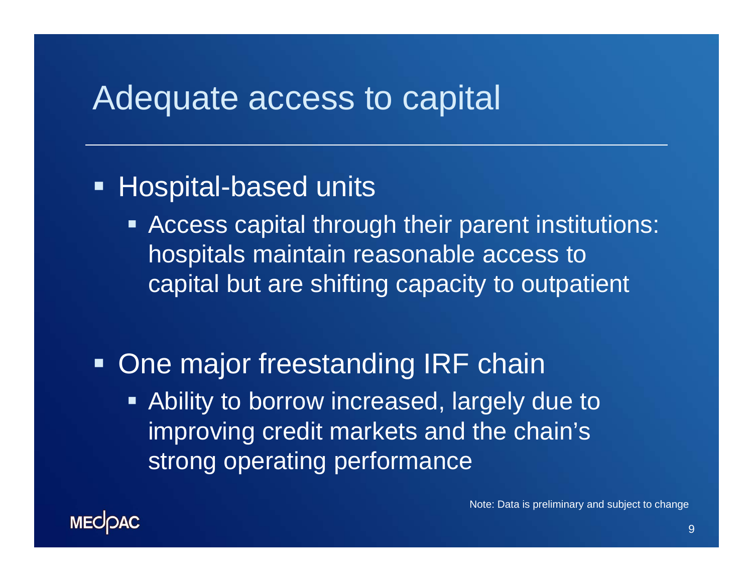# Adequate access to capital

- Hospital-based units
  - Access capital through their parent institutions: hospitals maintain reasonable access to capital but are shifting capacity to outpatient
- One major freestanding IRF chain
  - Ability to borrow increased, largely due to improving credit markets and the chain's strong operating performance

Note: Data is preliminary and subject to change

MEDPAC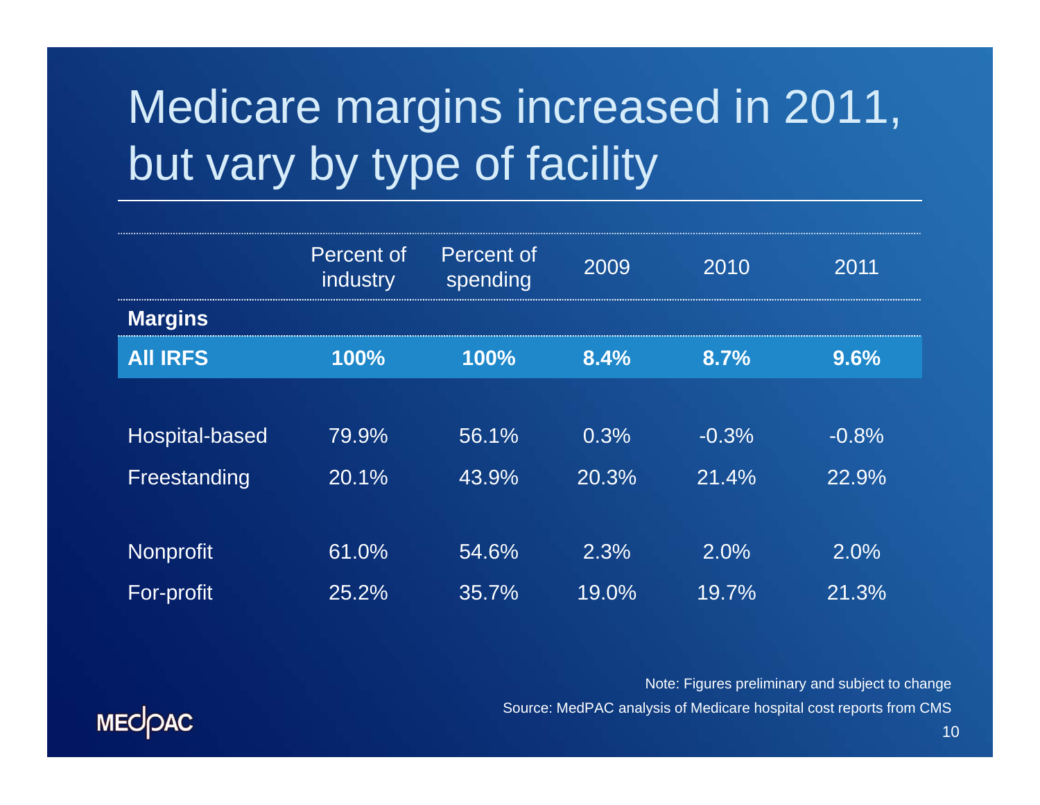# Medicare margins increased in 2011, but vary by type of facility

| | Percent of industry | Percent of spending | 2009 | 2010 | 2011 |
|---|---|---|---|---|---|
| **Margins** | | | | | |
| **All IRFS** | **100%** | **100%** | **8.4%** | **8.7%** | **9.6%** |
| | | | | | |
| Hospital-based | 79.9% | 56.1% | 0.3% | -0.3% | -0.8% |
| Freestanding | 20.1% | 43.9% | 20.3% | 21.4% | 22.9% |
| | | | | | |
| Nonprofit | 61.0% | 54.6% | 2.3% | 2.0% | 2.0% |
| For-profit | 25.2% | 35.7% | 19.0% | 19.7% | 21.3% |

Note: Figures preliminary and subject to change

Source: MedPAC analysis of Medicare hospital cost reports from CMS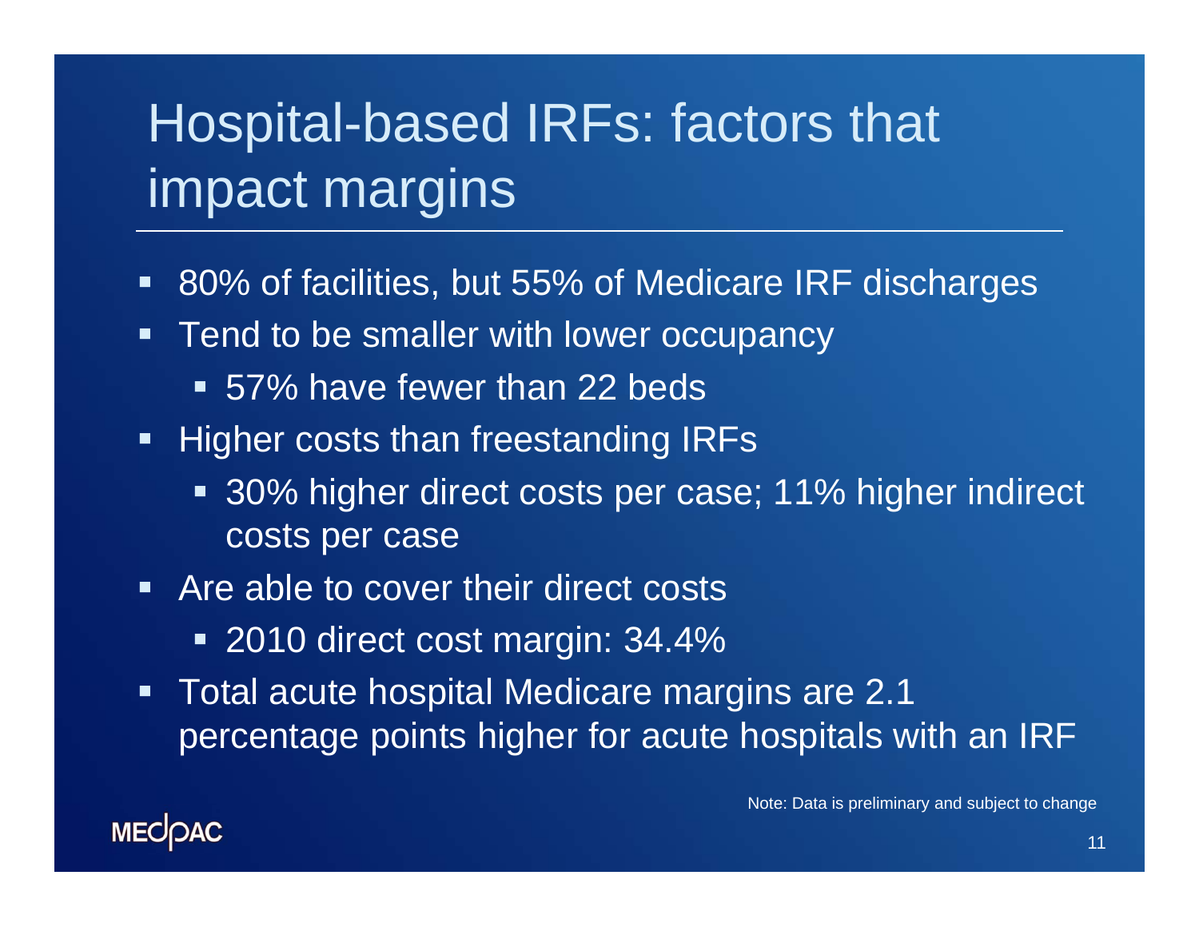# Hospital-based IRFs: factors that impact margins

- 80% of facilities, but 55% of Medicare IRF discharges
- Tend to be smaller with lower occupancy
  - 57% have fewer than 22 beds
- Higher costs than freestanding IRFs
  - 30% higher direct costs per case; 11% higher indirect costs per case
- Are able to cover their direct costs
  - 2010 direct cost margin: 34.4%
- Total acute hospital Medicare margins are 2.1 percentage points higher for acute hospitals with an IRF

Note: Data is preliminary and subject to change

MEDPAC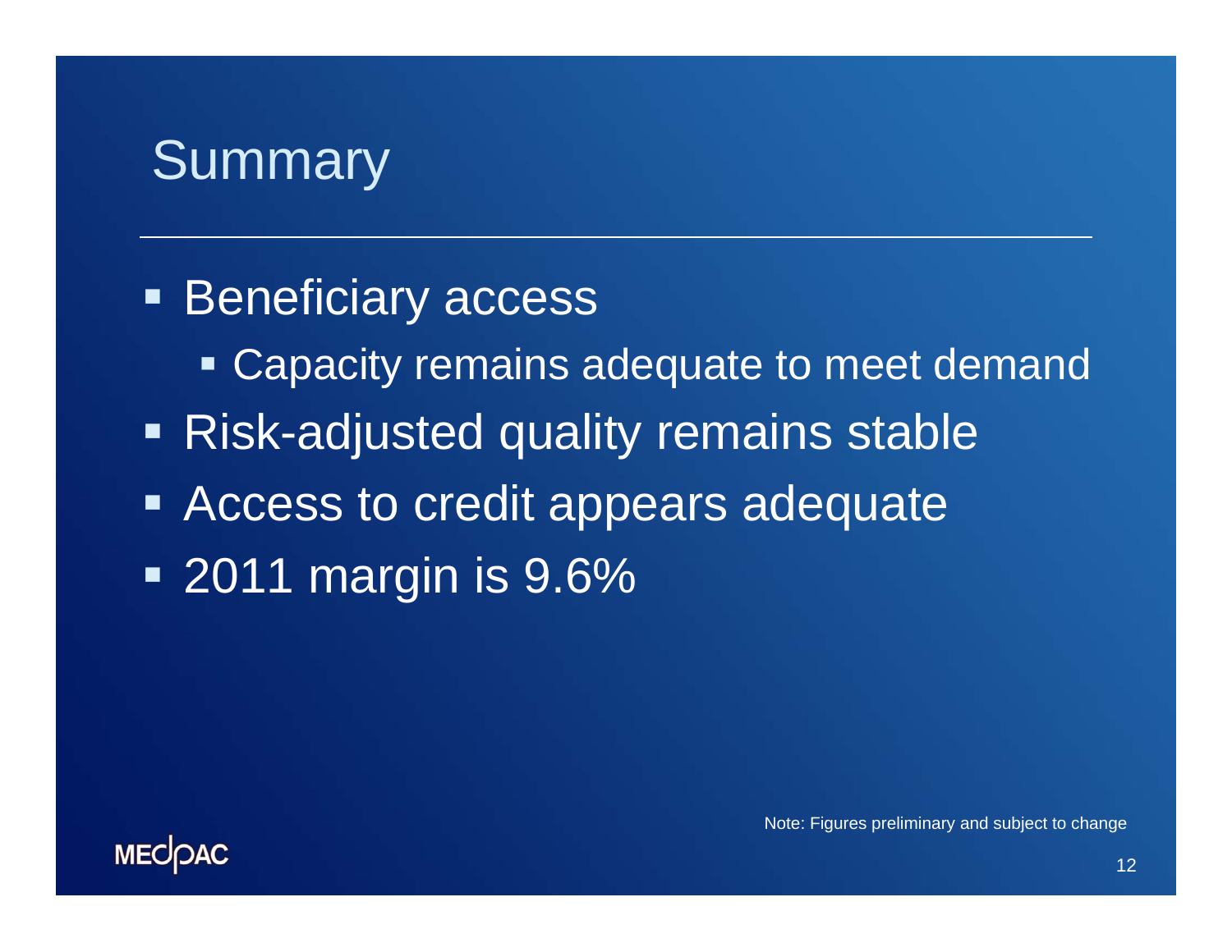# Summary

- Beneficiary access
  - Capacity remains adequate to meet demand
- Risk-adjusted quality remains stable
- Access to credit appears adequate
- 2011 margin is 9.6%

Note: Figures preliminary and subject to change